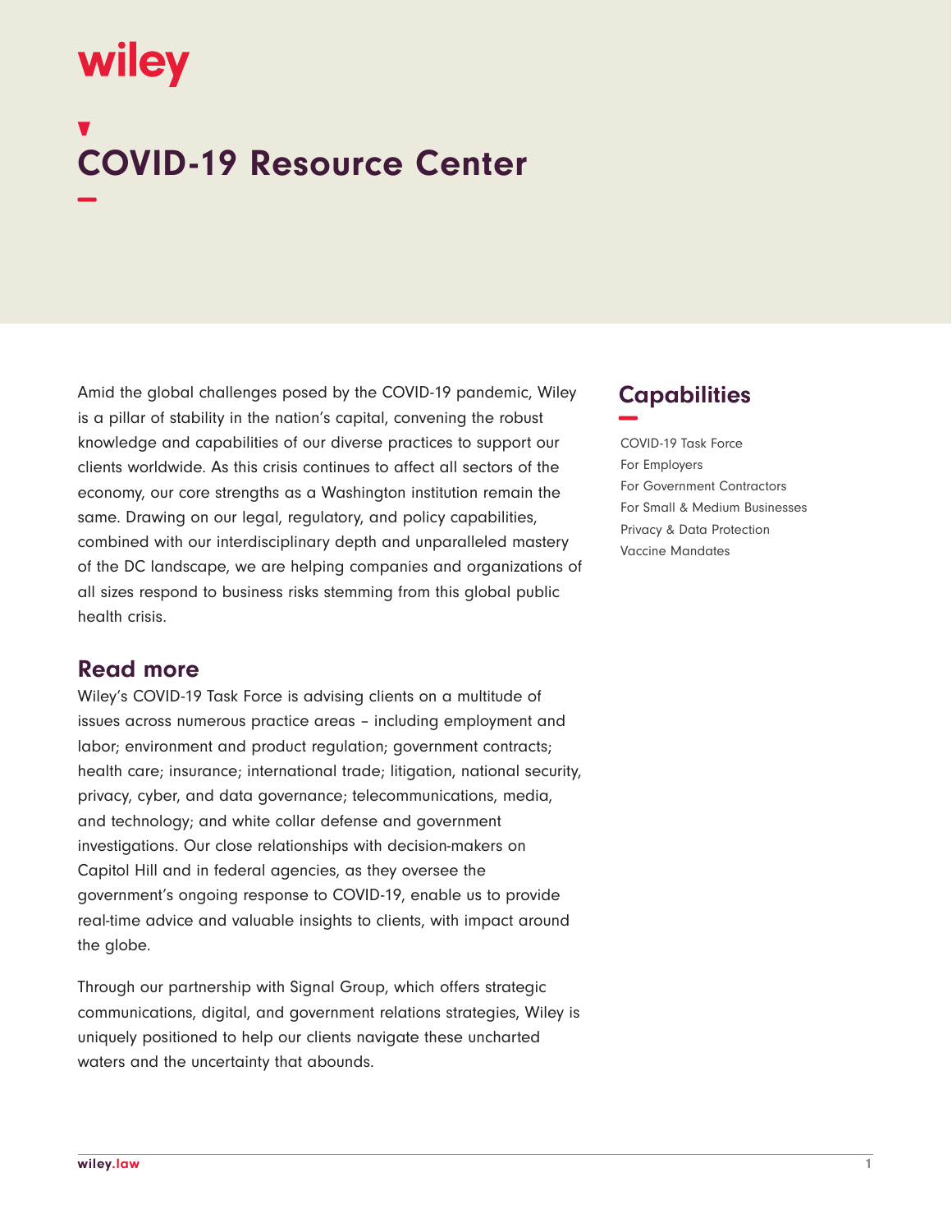# COVID-19 Resource Center

Amid the global challenges posed by the COVID-19 pandemic, Wiley is a pillar of stability in the nation's capital, convening the robust knowledge and capabilities of our diverse practices to support our clients worldwide. As this crisis continues to affect all sectors of the economy, our core strengths as a Washington institution remain the same. Drawing on our legal, regulatory, and policy capabilities, combined with our interdisciplinary depth and unparalleled mastery of the DC landscape, we are helping companies and organizations of all sizes respond to business risks stemming from this global public health crisis.

## Read more

Wiley's COVID-19 Task Force is advising clients on a multitude of issues across numerous practice areas – including employment and labor; environment and product regulation; government contracts; health care; insurance; international trade; litigation, national security, privacy, cyber, and data governance; telecommunications, media, and technology; and white collar defense and government investigations. Our close relationships with decision-makers on Capitol Hill and in federal agencies, as they oversee the government's ongoing response to COVID-19, enable us to provide real-time advice and valuable insights to clients, with impact around the globe.

Through our partnership with Signal Group, which offers strategic communications, digital, and government relations strategies, Wiley is uniquely positioned to help our clients navigate these uncharted waters and the uncertainty that abounds.

## Capabilities

- COVID-19 Task Force
- For Employers
- For Government Contractors
- For Small & Medium Businesses
- Privacy & Data Protection
- Vaccine Mandates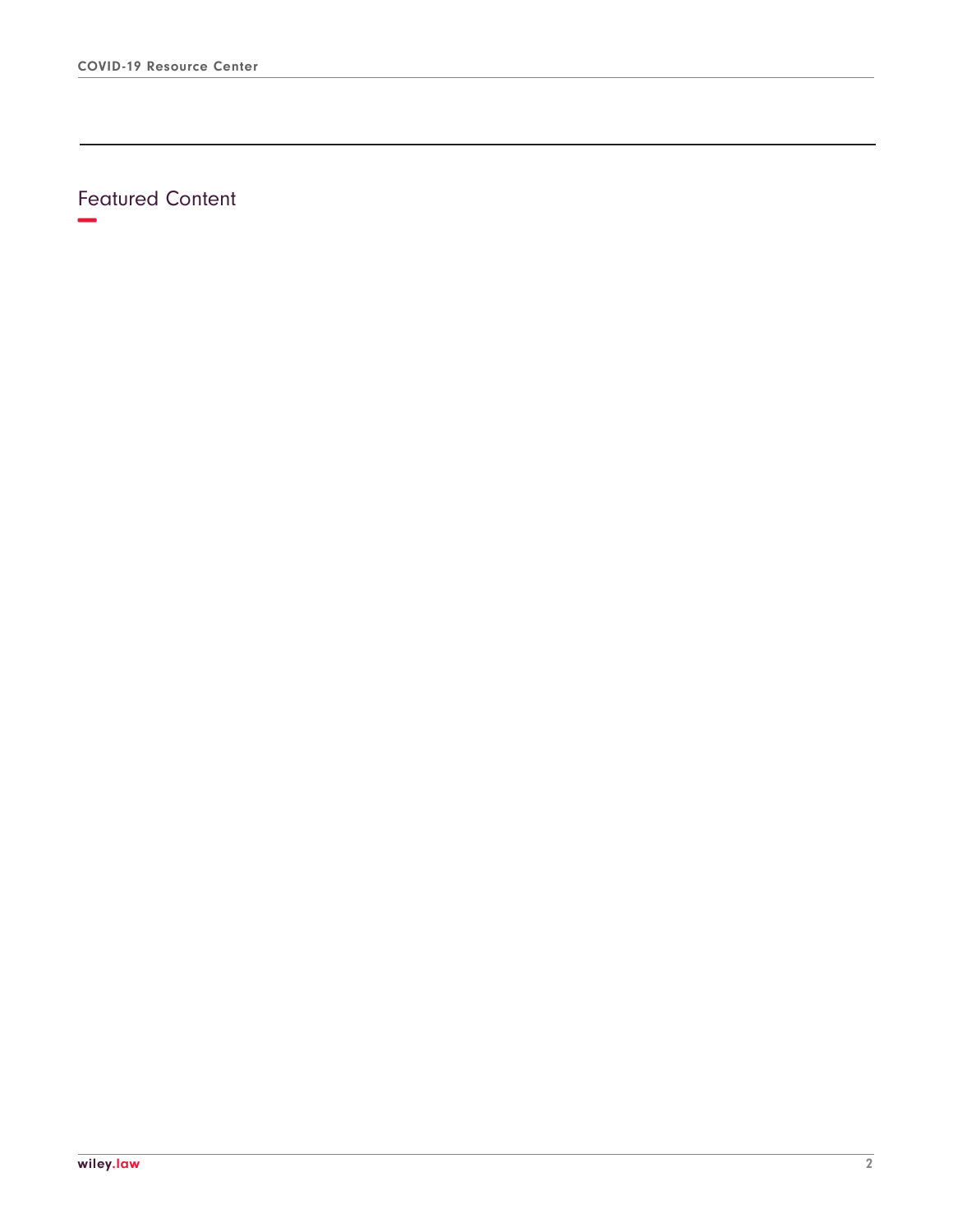## Featured Content